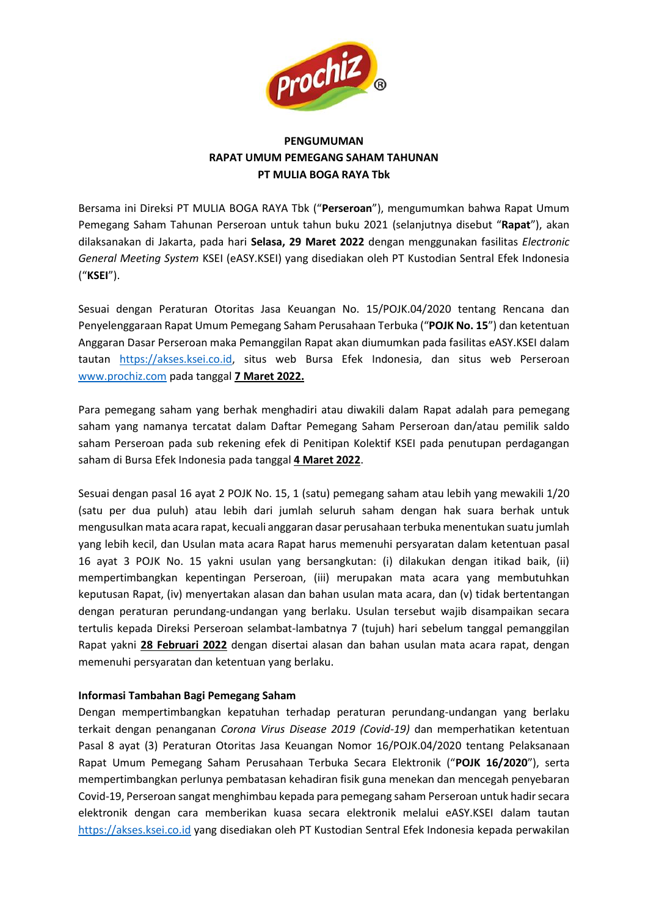**PENGUMUMAN**
**RAPAT UMUM PEMEGANG SAHAM TAHUNAN**
**PT MULIA BOGA RAYA Tbk**

Bersama ini Direksi PT MULIA BOGA RAYA Tbk ("**Perseroan**"), mengumumkan bahwa Rapat Umum Pemegang Saham Tahunan Perseroan untuk tahun buku 2021 (selanjutnya disebut "**Rapat**"), akan dilaksanakan di Jakarta, pada hari **Selasa, 29 Maret 2022** dengan menggunakan fasilitas *Electronic General Meeting System* KSEI (eASY.KSEI) yang disediakan oleh PT Kustodian Sentral Efek Indonesia ("**KSEI**").

Sesuai dengan Peraturan Otoritas Jasa Keuangan No. 15/POJK.04/2020 tentang Rencana dan Penyelenggaraan Rapat Umum Pemegang Saham Perusahaan Terbuka ("**POJK No. 15**") dan ketentuan Anggaran Dasar Perseroan maka Pemanggilan Rapat akan diumumkan pada fasilitas eASY.KSEI dalam tautan https://akses.ksei.co.id, situs web Bursa Efek Indonesia, dan situs web Perseroan www.prochiz.com pada tanggal **7 Maret 2022.**

Para pemegang saham yang berhak menghadiri atau diwakili dalam Rapat adalah para pemegang saham yang namanya tercatat dalam Daftar Pemegang Saham Perseroan dan/atau pemilik saldo saham Perseroan pada sub rekening efek di Penitipan Kolektif KSEI pada penutupan perdagangan saham di Bursa Efek Indonesia pada tanggal **4 Maret 2022**.

Sesuai dengan pasal 16 ayat 2 POJK No. 15, 1 (satu) pemegang saham atau lebih yang mewakili 1/20 (satu per dua puluh) atau lebih dari jumlah seluruh saham dengan hak suara berhak untuk mengusulkan mata acara rapat, kecuali anggaran dasar perusahaan terbuka menentukan suatu jumlah yang lebih kecil, dan Usulan mata acara Rapat harus memenuhi persyaratan dalam ketentuan pasal 16 ayat 3 POJK No. 15 yakni usulan yang bersangkutan: (i) dilakukan dengan itikad baik, (ii) mempertimbangkan kepentingan Perseroan, (iii) merupakan mata acara yang membutuhkan keputusan Rapat, (iv) menyertakan alasan dan bahan usulan mata acara, dan (v) tidak bertentangan dengan peraturan perundang-undangan yang berlaku. Usulan tersebut wajib disampaikan secara tertulis kepada Direksi Perseroan selambat-lambatnya 7 (tujuh) hari sebelum tanggal pemanggilan Rapat yakni **28 Februari 2022** dengan disertai alasan dan bahan usulan mata acara rapat, dengan memenuhi persyaratan dan ketentuan yang berlaku.

**Informasi Tambahan Bagi Pemegang Saham**

Dengan mempertimbangkan kepatuhan terhadap peraturan perundang-undangan yang berlaku terkait dengan penanganan *Corona Virus Disease 2019 (Covid-19)* dan memperhatikan ketentuan Pasal 8 ayat (3) Peraturan Otoritas Jasa Keuangan Nomor 16/POJK.04/2020 tentang Pelaksanaan Rapat Umum Pemegang Saham Perusahaan Terbuka Secara Elektronik ("**POJK 16/2020**"), serta mempertimbangkan perlunya pembatasan kehadiran fisik guna menekan dan mencegah penyebaran Covid-19, Perseroan sangat menghimbau kepada para pemegang saham Perseroan untuk hadir secara elektronik dengan cara memberikan kuasa secara elektronik melalui eASY.KSEI dalam tautan https://akses.ksei.co.id yang disediakan oleh PT Kustodian Sentral Efek Indonesia kepada perwakilan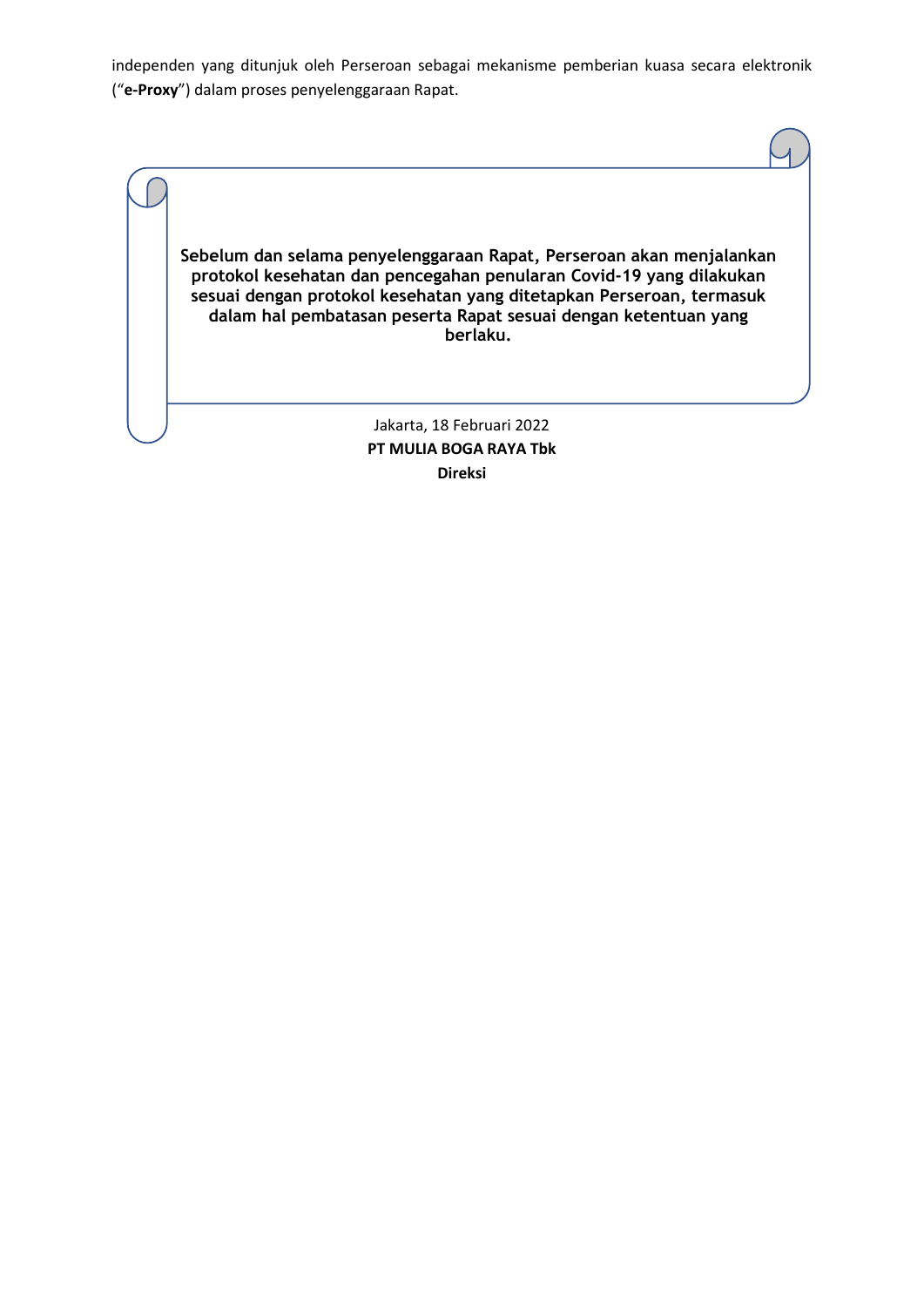independen yang ditunjuk oleh Perseroan sebagai mekanisme pemberian kuasa secara elektronik ("**e-Proxy**") dalam proses penyelenggaraan Rapat.

**Sebelum dan selama penyelenggaraan Rapat, Perseroan akan menjalankan protokol kesehatan dan pencegahan penularan Covid-19 yang dilakukan sesuai dengan protokol kesehatan yang ditetapkan Perseroan, termasuk dalam hal pembatasan peserta Rapat sesuai dengan ketentuan yang berlaku.**

Jakarta, 18 Februari 2022

**PT MULIA BOGA RAYA Tbk**

**Direksi**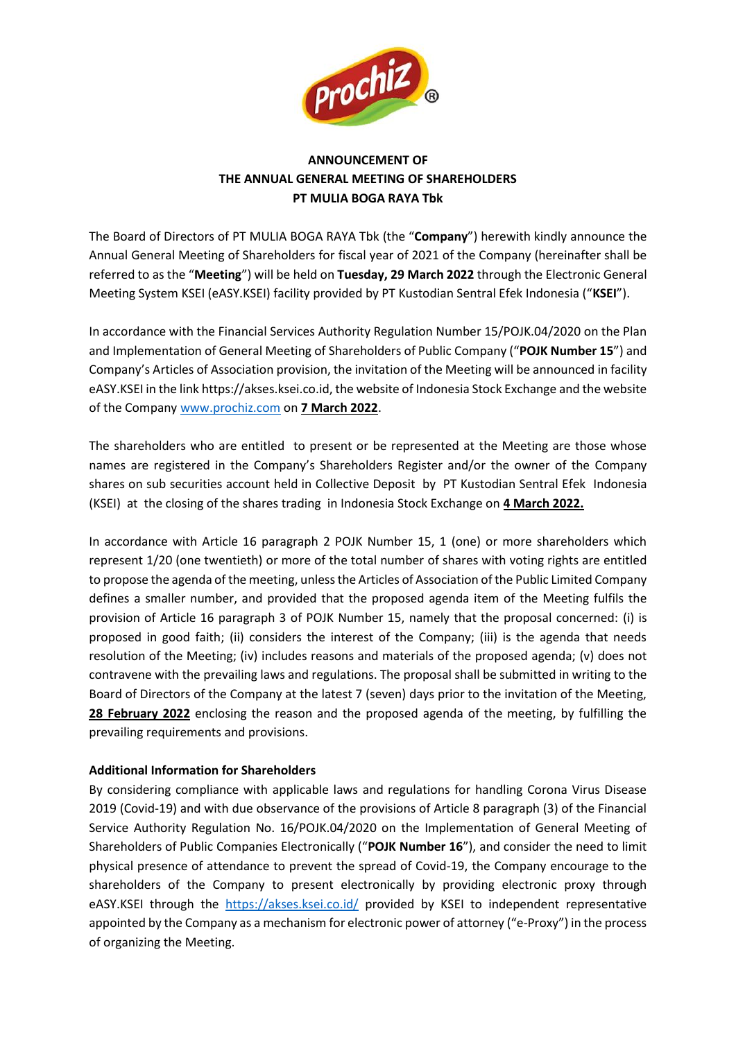**ANNOUNCEMENT OF**
**THE ANNUAL GENERAL MEETING OF SHAREHOLDERS**
**PT MULIA BOGA RAYA Tbk**

The Board of Directors of PT MULIA BOGA RAYA Tbk (the "**Company**") herewith kindly announce the Annual General Meeting of Shareholders for fiscal year of 2021 of the Company (hereinafter shall be referred to as the "**Meeting**") will be held on **Tuesday, 29 March 2022** through the Electronic General Meeting System KSEI (eASY.KSEI) facility provided by PT Kustodian Sentral Efek Indonesia ("**KSEI**").

In accordance with the Financial Services Authority Regulation Number 15/POJK.04/2020 on the Plan and Implementation of General Meeting of Shareholders of Public Company ("**POJK Number 15**") and Company's Articles of Association provision, the invitation of the Meeting will be announced in facility eASY.KSEI in the link https://akses.ksei.co.id, the website of Indonesia Stock Exchange and the website of the Company www.prochiz.com on **7 March 2022**.

The shareholders who are entitled to present or be represented at the Meeting are those whose names are registered in the Company's Shareholders Register and/or the owner of the Company shares on sub securities account held in Collective Deposit by PT Kustodian Sentral Efek Indonesia (KSEI) at the closing of the shares trading in Indonesia Stock Exchange on **4 March 2022.**

In accordance with Article 16 paragraph 2 POJK Number 15, 1 (one) or more shareholders which represent 1/20 (one twentieth) or more of the total number of shares with voting rights are entitled to propose the agenda of the meeting, unless the Articles of Association of the Public Limited Company defines a smaller number, and provided that the proposed agenda item of the Meeting fulfils the provision of Article 16 paragraph 3 of POJK Number 15, namely that the proposal concerned: (i) is proposed in good faith; (ii) considers the interest of the Company; (iii) is the agenda that needs resolution of the Meeting; (iv) includes reasons and materials of the proposed agenda; (v) does not contravene with the prevailing laws and regulations. The proposal shall be submitted in writing to the Board of Directors of the Company at the latest 7 (seven) days prior to the invitation of the Meeting, **28 February 2022** enclosing the reason and the proposed agenda of the meeting, by fulfilling the prevailing requirements and provisions.

**Additional Information for Shareholders**

By considering compliance with applicable laws and regulations for handling Corona Virus Disease 2019 (Covid-19) and with due observance of the provisions of Article 8 paragraph (3) of the Financial Service Authority Regulation No. 16/POJK.04/2020 on the Implementation of General Meeting of Shareholders of Public Companies Electronically ("**POJK Number 16**"), and consider the need to limit physical presence of attendance to prevent the spread of Covid-19, the Company encourage to the shareholders of the Company to present electronically by providing electronic proxy through eASY.KSEI through the https://akses.ksei.co.id/ provided by KSEI to independent representative appointed by the Company as a mechanism for electronic power of attorney ("e-Proxy") in the process of organizing the Meeting.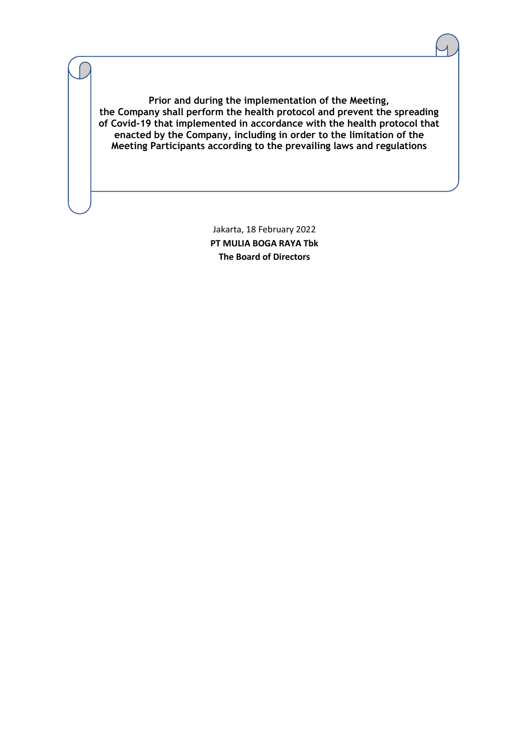**Prior and during the implementation of the Meeting, the Company shall perform the health protocol and prevent the spreading of Covid-19 that implemented in accordance with the health protocol that enacted by the Company, including in order to the limitation of the Meeting Participants according to the prevailing laws and regulations**

Jakarta, 18 February 2022

**PT MULIA BOGA RAYA Tbk**

**The Board of Directors**